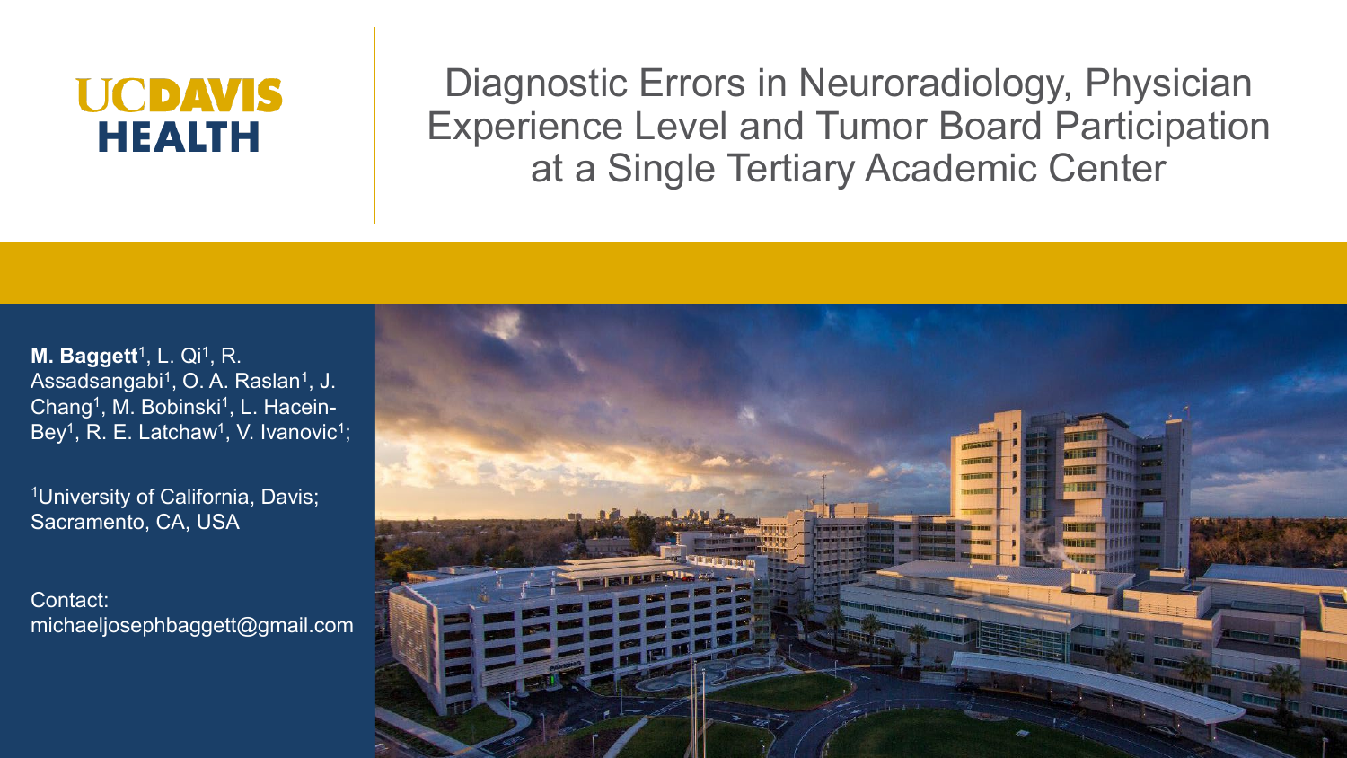UCDAVIS HEALTH

# Diagnostic Errors in Neuroradiology, Physician Experience Level and Tumor Board Participation at a Single Tertiary Academic Center

**M. Baggett**[1], L. Qi[1], R. Assadsangabi[1], O. A. Raslan[1], J. Chang[1], M. Bobinski[1], L. Hacein-Bey[1], R. E. Latchaw[1], V. Ivanovic[1];

[1]University of California, Davis; Sacramento, CA, USA

Contact:
michaeljosephbaggett@gmail.com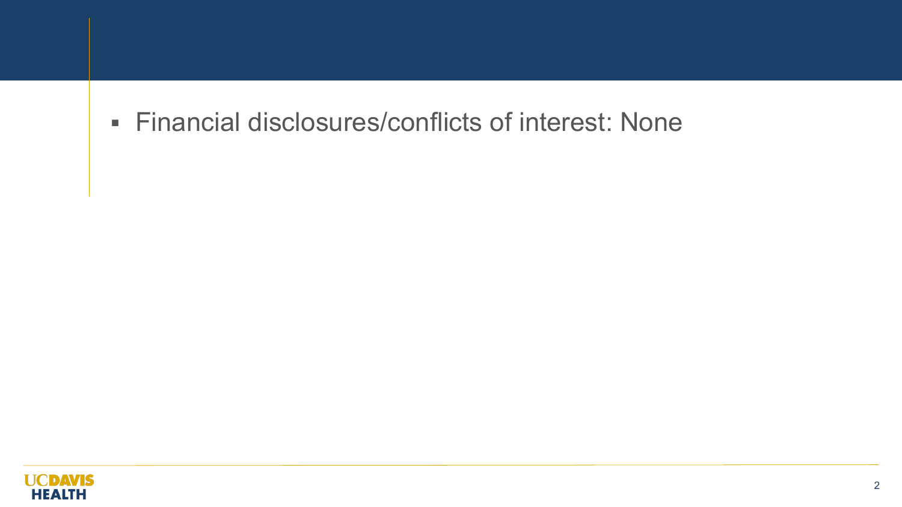- Financial disclosures/conflicts of interest: None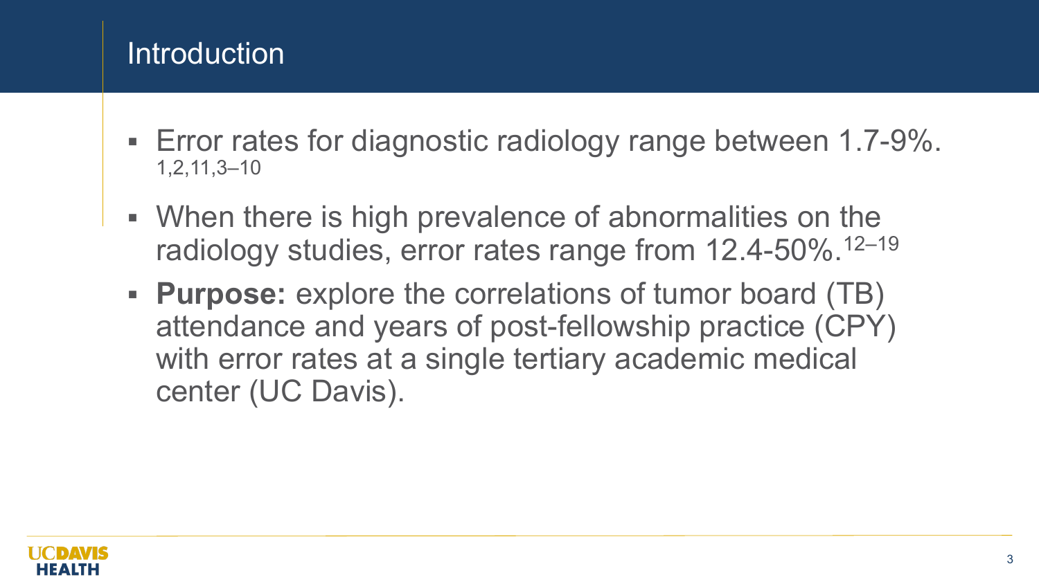## Introduction

- Error rates for diagnostic radiology range between 1.7-9%.[1,2,11,3–10]
- When there is high prevalence of abnormalities on the radiology studies, error rates range from 12.4-50%.[12–19]
- **Purpose:** explore the correlations of tumor board (TB) attendance and years of post-fellowship practice (CPY) with error rates at a single tertiary academic medical center (UC Davis).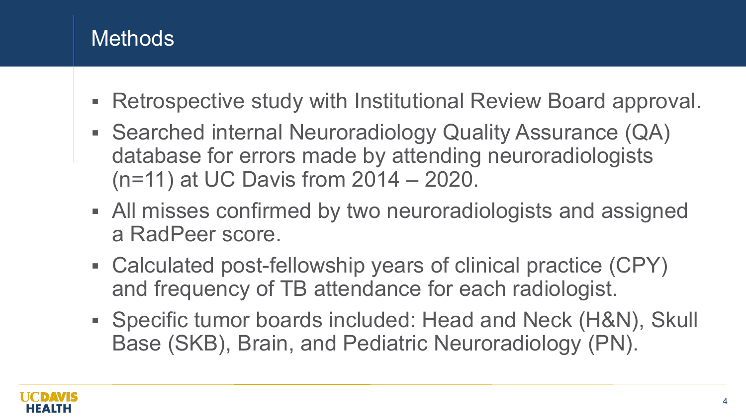## Methods

- Retrospective study with Institutional Review Board approval.
- Searched internal Neuroradiology Quality Assurance (QA) database for errors made by attending neuroradiologists (n=11) at UC Davis from 2014 – 2020.
- All misses confirmed by two neuroradiologists and assigned a RadPeer score.
- Calculated post-fellowship years of clinical practice (CPY) and frequency of TB attendance for each radiologist.
- Specific tumor boards included: Head and Neck (H&N), Skull Base (SKB), Brain, and Pediatric Neuroradiology (PN).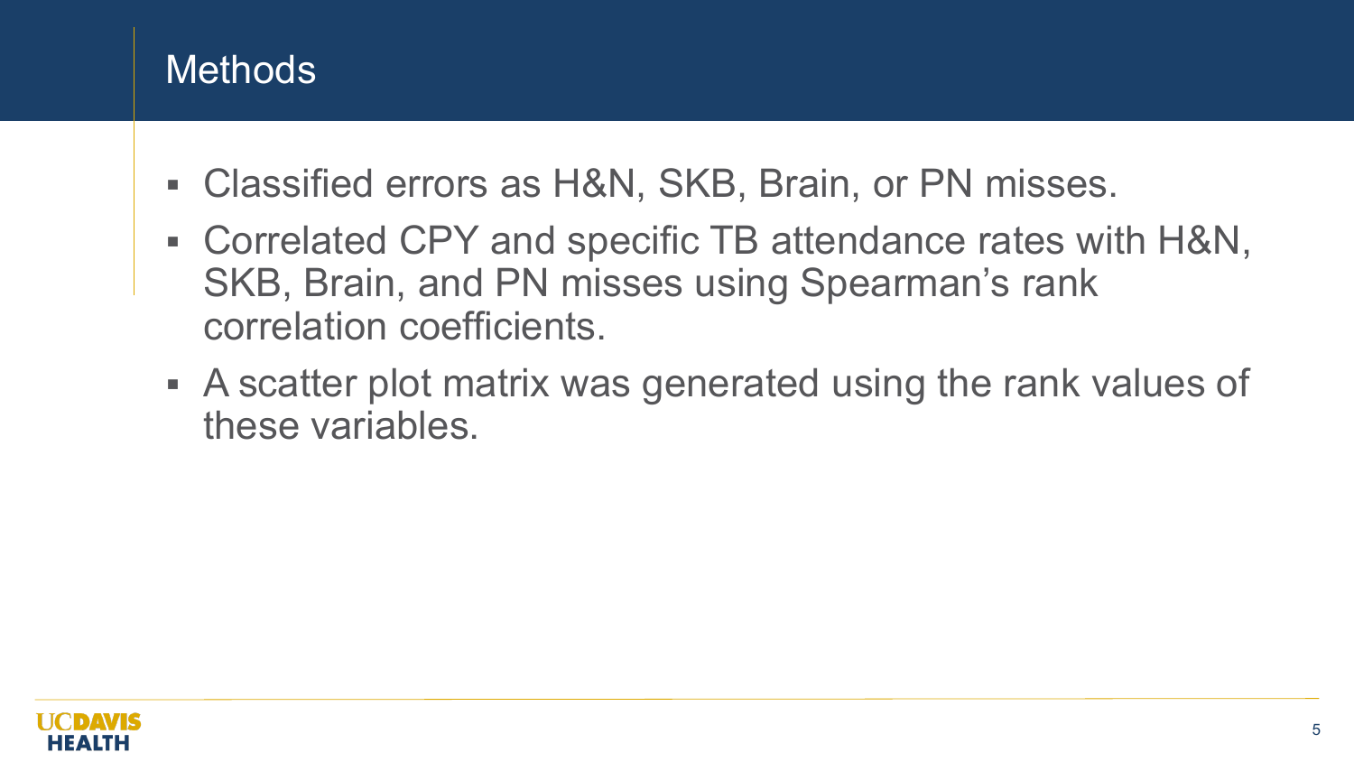# Methods

- Classified errors as H&N, SKB, Brain, or PN misses.
- Correlated CPY and specific TB attendance rates with H&N, SKB, Brain, and PN misses using Spearman's rank correlation coefficients.
- A scatter plot matrix was generated using the rank values of these variables.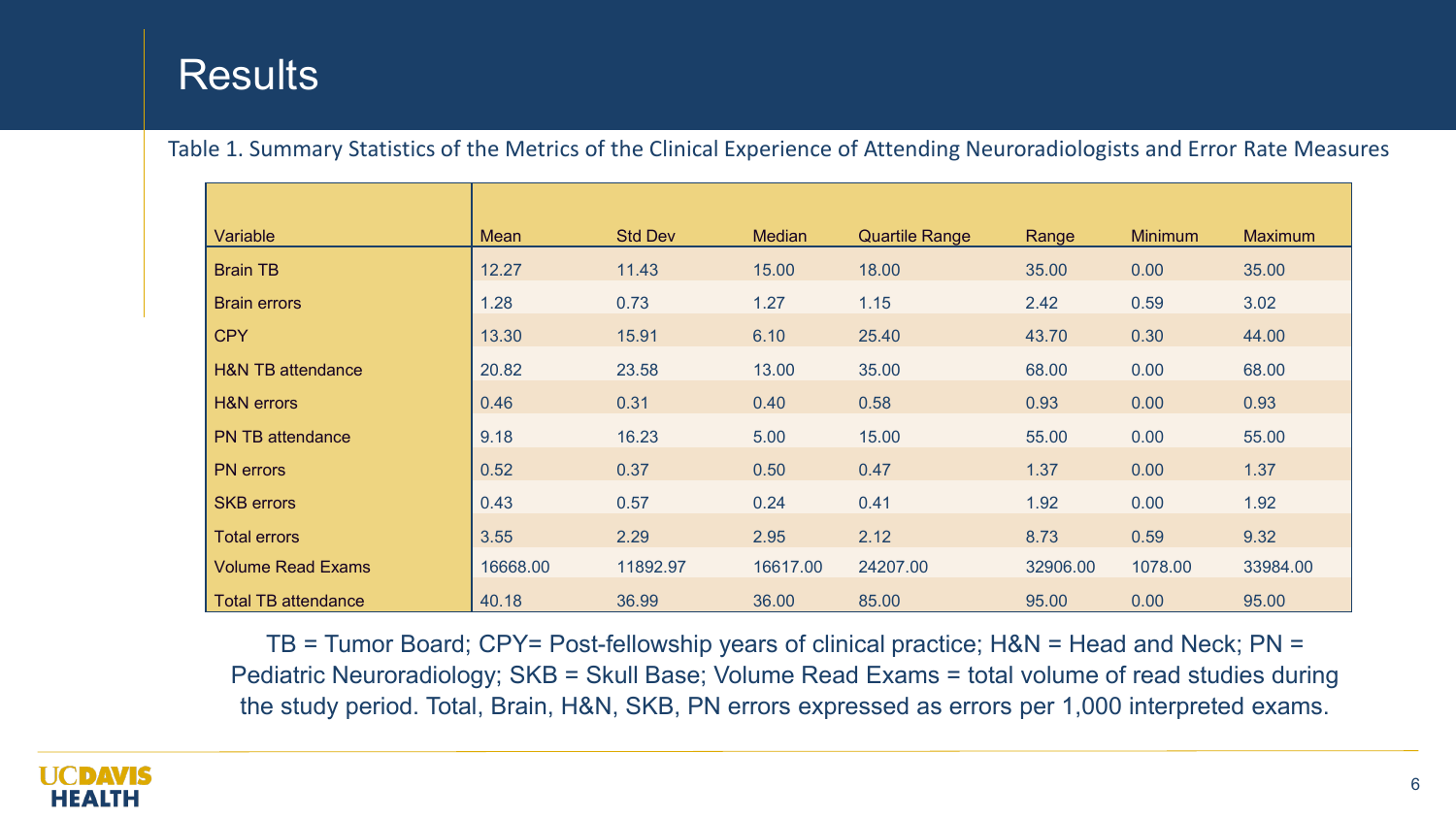# Results

Table 1. Summary Statistics of the Metrics of the Clinical Experience of Attending Neuroradiologists and Error Rate Measures

| Variable | Mean | Std Dev | Median | Quartile Range | Range | Minimum | Maximum |
|---|---|---|---|---|---|---|---|
| Brain TB | 12.27 | 11.43 | 15.00 | 18.00 | 35.00 | 0.00 | 35.00 |
| Brain errors | 1.28 | 0.73 | 1.27 | 1.15 | 2.42 | 0.59 | 3.02 |
| CPY | 13.30 | 15.91 | 6.10 | 25.40 | 43.70 | 0.30 | 44.00 |
| H&N TB attendance | 20.82 | 23.58 | 13.00 | 35.00 | 68.00 | 0.00 | 68.00 |
| H&N errors | 0.46 | 0.31 | 0.40 | 0.58 | 0.93 | 0.00 | 0.93 |
| PN TB attendance | 9.18 | 16.23 | 5.00 | 15.00 | 55.00 | 0.00 | 55.00 |
| PN errors | 0.52 | 0.37 | 0.50 | 0.47 | 1.37 | 0.00 | 1.37 |
| SKB errors | 0.43 | 0.57 | 0.24 | 0.41 | 1.92 | 0.00 | 1.92 |
| Total errors | 3.55 | 2.29 | 2.95 | 2.12 | 8.73 | 0.59 | 9.32 |
| Volume Read Exams | 16668.00 | 11892.97 | 16617.00 | 24207.00 | 32906.00 | 1078.00 | 33984.00 |
| Total TB attendance | 40.18 | 36.99 | 36.00 | 85.00 | 95.00 | 0.00 | 95.00 |

TB = Tumor Board; CPY= Post-fellowship years of clinical practice; H&N = Head and Neck; PN = Pediatric Neuroradiology; SKB = Skull Base; Volume Read Exams = total volume of read studies during the study period. Total, Brain, H&N, SKB, PN errors expressed as errors per 1,000 interpreted exams.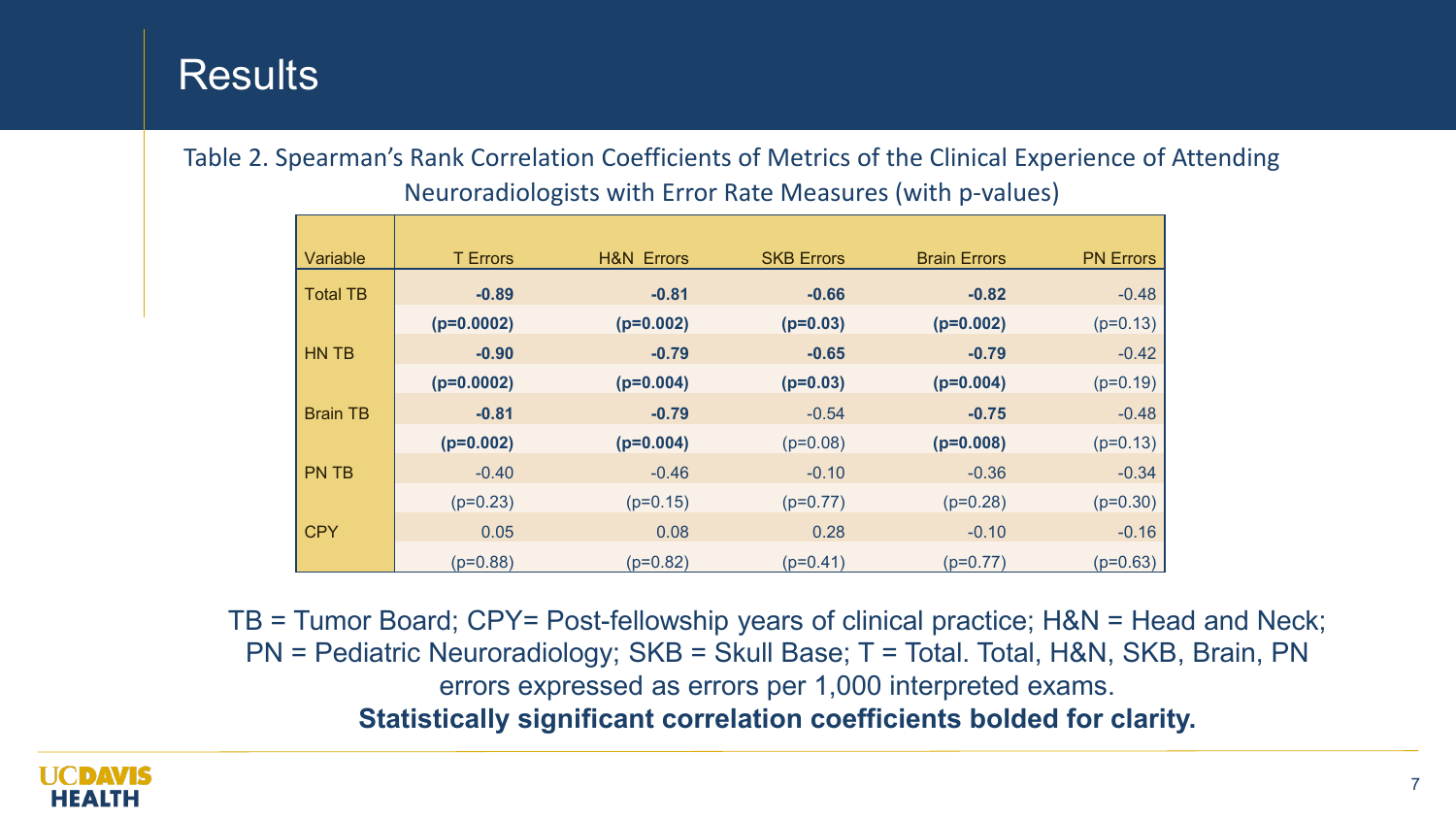# Results

Table 2. Spearman's Rank Correlation Coefficients of Metrics of the Clinical Experience of Attending Neuroradiologists with Error Rate Measures (with p-values)

| Variable | T Errors | H&N Errors | SKB Errors | Brain Errors | PN Errors |
|---|---|---|---|---|---|
| Total TB | **-0.89** | **-0.81** | **-0.66** | **-0.82** | -0.48 |
| | **(p=0.0002)** | **(p=0.002)** | **(p=0.03)** | **(p=0.002)** | (p=0.13) |
| HN TB | **-0.90** | **-0.79** | **-0.65** | **-0.79** | -0.42 |
| | **(p=0.0002)** | **(p=0.004)** | **(p=0.03)** | **(p=0.004)** | (p=0.19) |
| Brain TB | **-0.81** | **-0.79** | -0.54 | **-0.75** | -0.48 |
| | **(p=0.002)** | **(p=0.004)** | (p=0.08) | **(p=0.008)** | (p=0.13) |
| PN TB | -0.40 | -0.46 | -0.10 | -0.36 | -0.34 |
| | (p=0.23) | (p=0.15) | (p=0.77) | (p=0.28) | (p=0.30) |
| CPY | 0.05 | 0.08 | 0.28 | -0.10 | -0.16 |
| | (p=0.88) | (p=0.82) | (p=0.41) | (p=0.77) | (p=0.63) |

TB = Tumor Board; CPY= Post-fellowship years of clinical practice; H&N = Head and Neck; PN = Pediatric Neuroradiology; SKB = Skull Base; T = Total. Total, H&N, SKB, Brain, PN errors expressed as errors per 1,000 interpreted exams.

**Statistically significant correlation coefficients bolded for clarity.**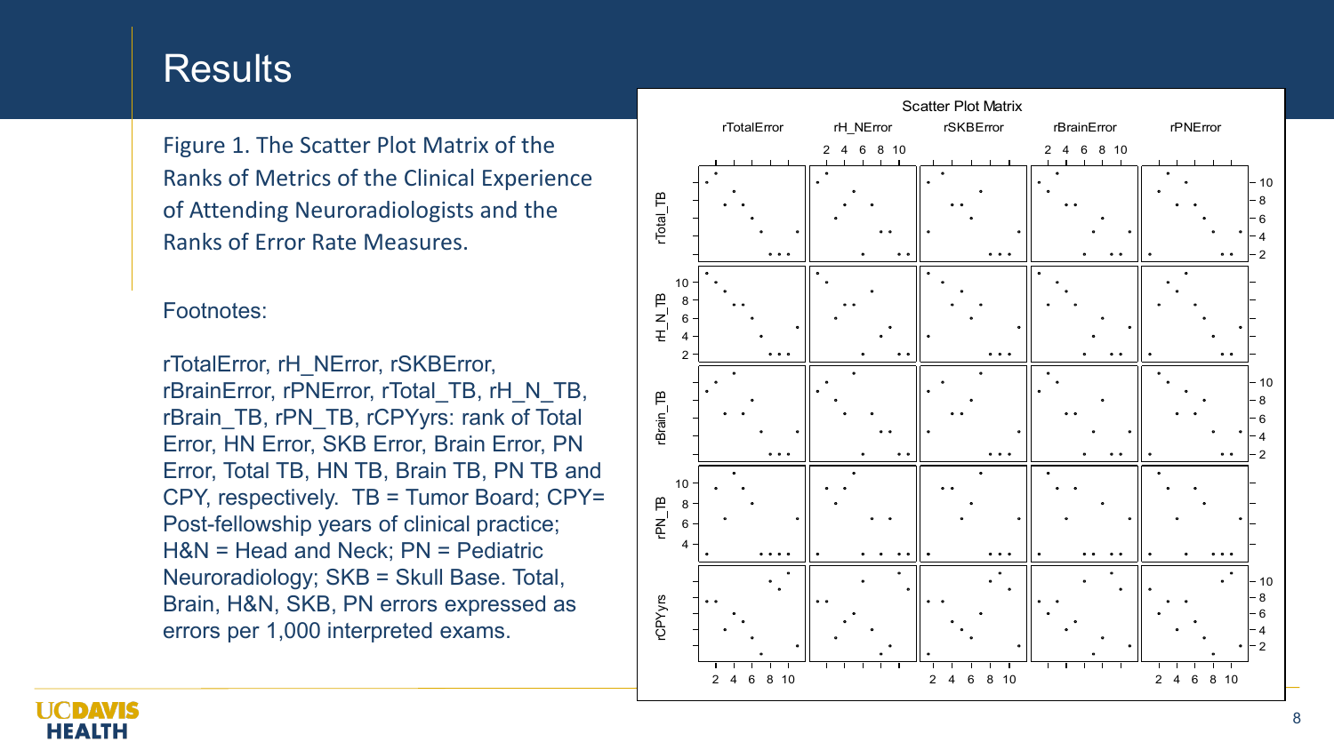# Results

Figure 1. The Scatter Plot Matrix of the Ranks of Metrics of the Clinical Experience of Attending Neuroradiologists and the Ranks of Error Rate Measures.

Footnotes:

rTotalError, rH_NError, rSKBError, rBrainError, rPNError, rTotal_TB, rH_N_TB, rBrain_TB, rPN_TB, rCPYyrs: rank of Total Error, HN Error, SKB Error, Brain Error, PN Error, Total TB, HN TB, Brain TB, PN TB and CPY, respectively. TB = Tumor Board; CPY= Post-fellowship years of clinical practice; H&N = Head and Neck; PN = Pediatric Neuroradiology; SKB = Skull Base. Total, Brain, H&N, SKB, PN errors expressed as errors per 1,000 interpreted exams.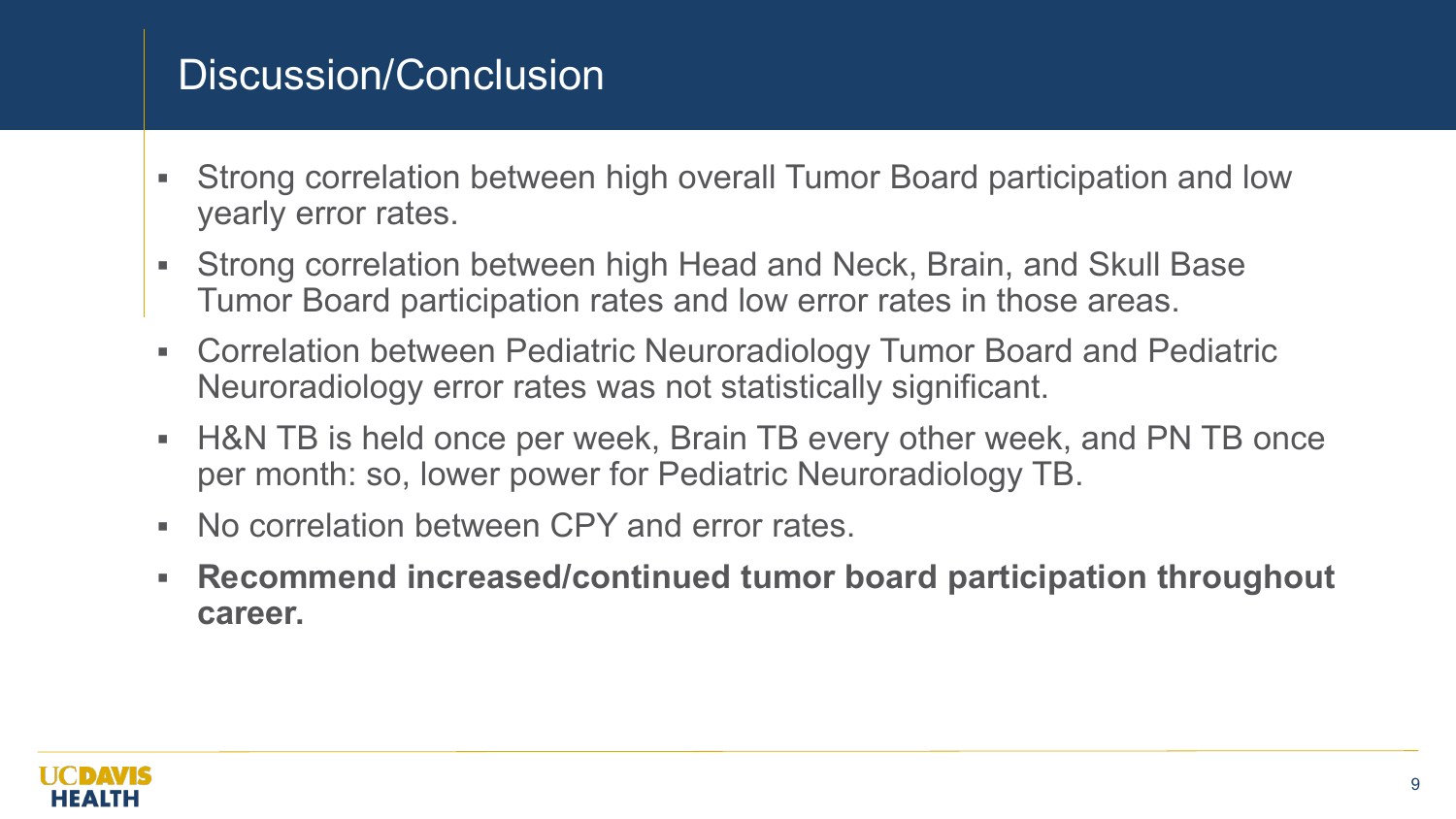# Discussion/Conclusion

- Strong correlation between high overall Tumor Board participation and low yearly error rates.
- Strong correlation between high Head and Neck, Brain, and Skull Base Tumor Board participation rates and low error rates in those areas.
- Correlation between Pediatric Neuroradiology Tumor Board and Pediatric Neuroradiology error rates was not statistically significant.
- H&N TB is held once per week, Brain TB every other week, and PN TB once per month: so, lower power for Pediatric Neuroradiology TB.
- No correlation between CPY and error rates.
- **Recommend increased/continued tumor board participation throughout career.**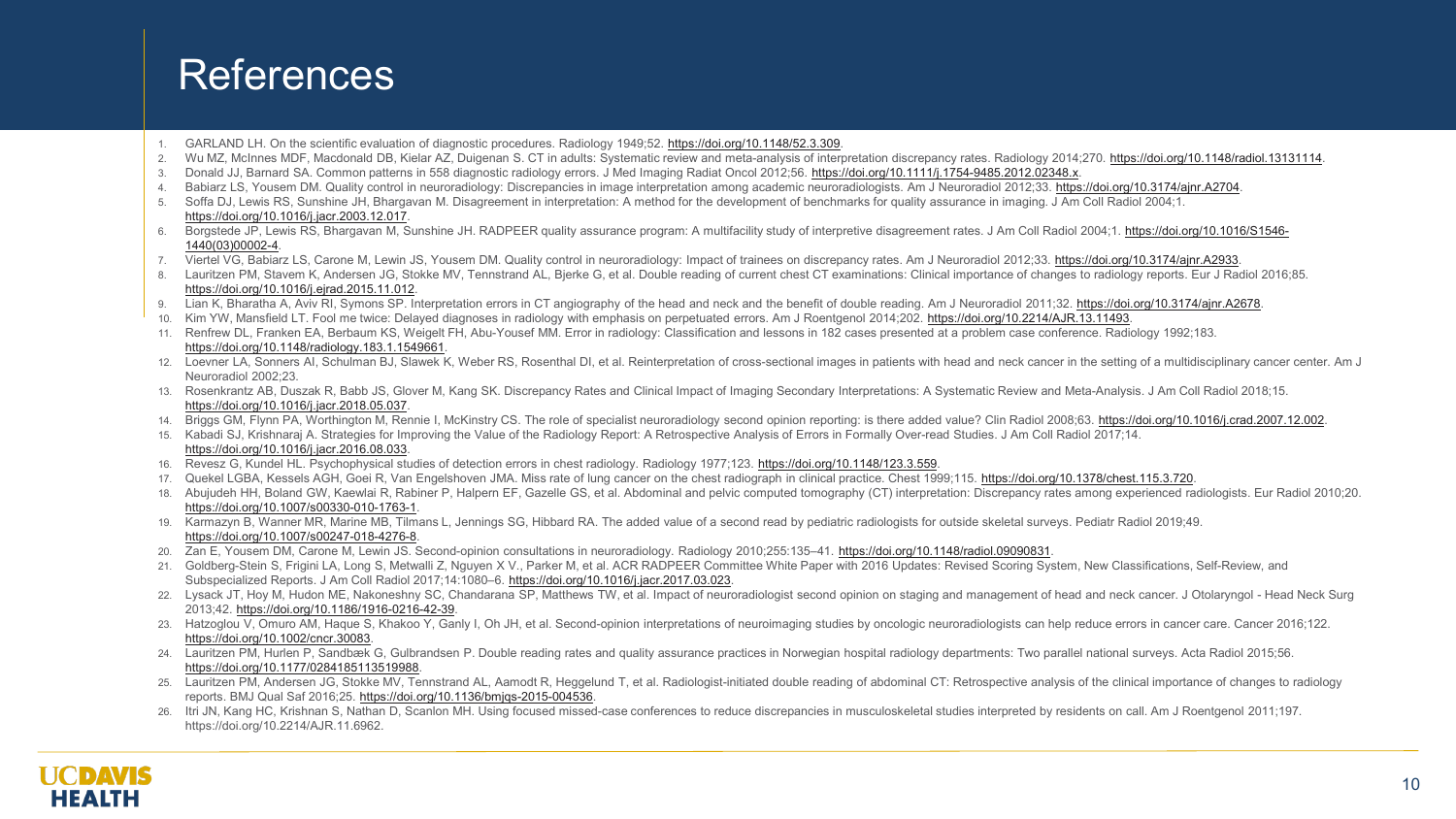# References

1. GARLAND LH. On the scientific evaluation of diagnostic procedures. Radiology 1949;52. https://doi.org/10.1148/52.3.309.
2. Wu MZ, McInnes MDF, Macdonald DB, Kielar AZ, Duigenan S. CT in adults: Systematic review and meta-analysis of interpretation discrepancy rates. Radiology 2014;270. https://doi.org/10.1148/radiol.13131114.
3. Donald JJ, Barnard SA. Common patterns in 558 diagnostic radiology errors. J Med Imaging Radiat Oncol 2012;56. https://doi.org/10.1111/j.1754-9485.2012.02348.x.
4. Babiarz LS, Yousem DM. Quality control in neuroradiology: Discrepancies in image interpretation among academic neuroradiologists. Am J Neuroradiol 2012;33. https://doi.org/10.3174/ajnr.A2704.
5. Soffa DJ, Lewis RS, Sunshine JH, Bhargavan M. Disagreement in interpretation: A method for the development of benchmarks for quality assurance in imaging. J Am Coll Radiol 2004;1. https://doi.org/10.1016/j.jacr.2003.12.017.
6. Borgstede JP, Lewis RS, Bhargavan M, Sunshine JH. RADPEER quality assurance program: A multifacility study of interpretive disagreement rates. J Am Coll Radiol 2004;1. https://doi.org/10.1016/S1546-1440(03)00002-4.
7. Viertel VG, Babiarz LS, Carone M, Lewin JS, Yousem DM. Quality control in neuroradiology: Impact of trainees on discrepancy rates. Am J Neuroradiol 2012;33. https://doi.org/10.3174/ajnr.A2933.
8. Lauritzen PM, Stavem K, Andersen JG, Stokke MV, Tennstrand AL, Bjerke G, et al. Double reading of current chest CT examinations: Clinical importance of changes to radiology reports. Eur J Radiol 2016;85. https://doi.org/10.1016/j.ejrad.2015.11.012.
9. Lian K, Bharatha A, Aviv RI, Symons SP. Interpretation errors in CT angiography of the head and neck and the benefit of double reading. Am J Neuroradiol 2011;32. https://doi.org/10.3174/ajnr.A2678.
10. Kim YW, Mansfield LT. Fool me twice: Delayed diagnoses in radiology with emphasis on perpetuated errors. Am J Roentgenol 2014;202. https://doi.org/10.2214/AJR.13.11493.
11. Renfrew DL, Franken EA, Berbaum KS, Weigelt FH, Abu-Yousef MM. Error in radiology: Classification and lessons in 182 cases presented at a problem case conference. Radiology 1992;183. https://doi.org/10.1148/radiology.183.1.1549661.
12. Loevner LA, Sonners AI, Schulman BJ, Slawek K, Weber RS, Rosenthal DI, et al. Reinterpretation of cross-sectional images in patients with head and neck cancer in the setting of a multidisciplinary cancer center. Am J Neuroradiol 2002;23.
13. Rosenkrantz AB, Duszak R, Babb JS, Glover M, Kang SK. Discrepancy Rates and Clinical Impact of Imaging Secondary Interpretations: A Systematic Review and Meta-Analysis. J Am Coll Radiol 2018;15. https://doi.org/10.1016/j.jacr.2018.05.037.
14. Briggs GM, Flynn PA, Worthington M, Rennie I, McKinstry CS. The role of specialist neuroradiology second opinion reporting: is there added value? Clin Radiol 2008;63. https://doi.org/10.1016/j.crad.2007.12.002.
15. Kabadi SJ, Krishnaraj A. Strategies for Improving the Value of the Radiology Report: A Retrospective Analysis of Errors in Formally Over-read Studies. J Am Coll Radiol 2017;14. https://doi.org/10.1016/j.jacr.2016.08.033.
16. Revesz G, Kundel HL. Psychophysical studies of detection errors in chest radiology. Radiology 1977;123. https://doi.org/10.1148/123.3.559.
17. Quekel LGBA, Kessels AGH, Goei R, Van Engelshoven JMA. Miss rate of lung cancer on the chest radiograph in clinical practice. Chest 1999;115. https://doi.org/10.1378/chest.115.3.720.
18. Abujudeh HH, Boland GW, Kaewlai R, Rabiner P, Halpern EF, Gazelle GS, et al. Abdominal and pelvic computed tomography (CT) interpretation: Discrepancy rates among experienced radiologists. Eur Radiol 2010;20. https://doi.org/10.1007/s00330-010-1763-1.
19. Karmazyn B, Wanner MR, Marine MB, Tilmans L, Jennings SG, Hibbard RA. The added value of a second read by pediatric radiologists for outside skeletal surveys. Pediatr Radiol 2019;49. https://doi.org/10.1007/s00247-018-4276-8.
20. Zan E, Yousem DM, Carone M, Lewin JS. Second-opinion consultations in neuroradiology. Radiology 2010;255:135–41. https://doi.org/10.1148/radiol.09090831.
21. Goldberg-Stein S, Frigini LA, Long S, Metwalli Z, Nguyen X V., Parker M, et al. ACR RADPEER Committee White Paper with 2016 Updates: Revised Scoring System, New Classifications, Self-Review, and Subspecialized Reports. J Am Coll Radiol 2017;14:1080–6. https://doi.org/10.1016/j.jacr.2017.03.023.
22. Lysack JT, Hoy M, Hudon ME, Nakoneshny SC, Chandarana SP, Matthews TW, et al. Impact of neuroradiologist second opinion on staging and management of head and neck cancer. J Otolaryngol - Head Neck Surg 2013;42. https://doi.org/10.1186/1916-0216-42-39.
23. Hatzoglou V, Omuro AM, Haque S, Khakoo Y, Ganly I, Oh JH, et al. Second-opinion interpretations of neuroimaging studies by oncologic neuroradiologists can help reduce errors in cancer care. Cancer 2016;122. https://doi.org/10.1002/cncr.30083.
24. Lauritzen PM, Hurlen P, Sandbæk G, Gulbrandsen P. Double reading rates and quality assurance practices in Norwegian hospital radiology departments: Two parallel national surveys. Acta Radiol 2015;56. https://doi.org/10.1177/0284185113519988.
25. Lauritzen PM, Andersen JG, Stokke MV, Tennstrand AL, Aamodt R, Heggelund T, et al. Radiologist-initiated double reading of abdominal CT: Retrospective analysis of the clinical importance of changes to radiology reports. BMJ Qual Saf 2016;25. https://doi.org/10.1136/bmjqs-2015-004536.
26. Itri JN, Kang HC, Krishnan S, Nathan D, Scanlon MH. Using focused missed-case conferences to reduce discrepancies in musculoskeletal studies interpreted by residents on call. Am J Roentgenol 2011;197. https://doi.org/10.2214/AJR.11.6962.